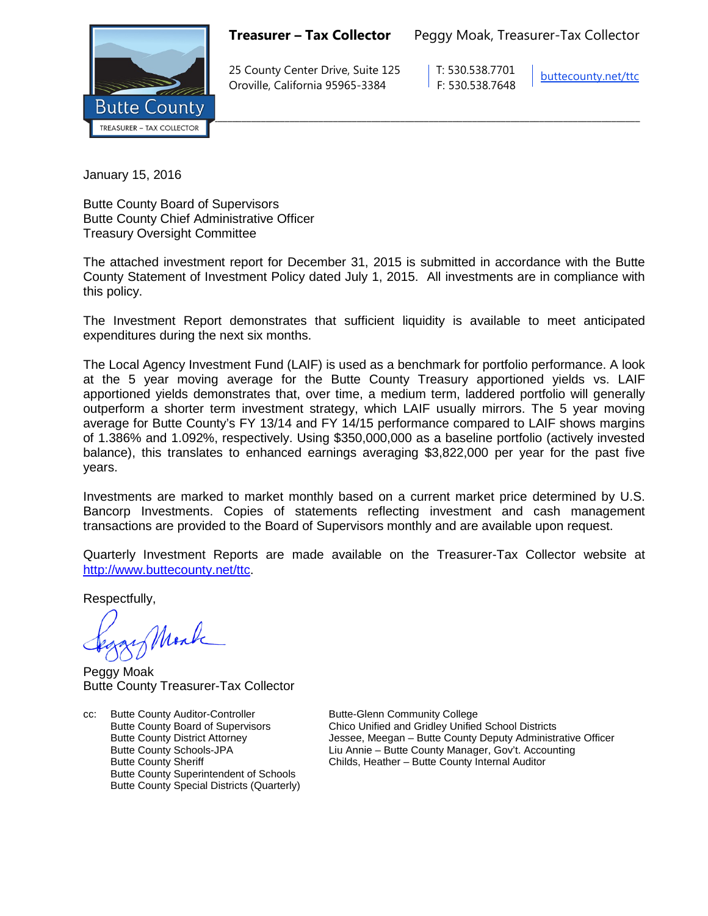**Treasurer – Tax Collector** Peggy Moak, Treasurer-Tax Collector

25 County Center Drive, Suite 125
Oroville, California 95965-3384

T: 530.538.7701
F: 530.538.7648

buttecounty.net/ttc

January 15, 2016

Butte County Board of Supervisors
Butte County Chief Administrative Officer
Treasury Oversight Committee

The attached investment report for December 31, 2015 is submitted in accordance with the Butte County Statement of Investment Policy dated July 1, 2015. All investments are in compliance with this policy.

The Investment Report demonstrates that sufficient liquidity is available to meet anticipated expenditures during the next six months.

The Local Agency Investment Fund (LAIF) is used as a benchmark for portfolio performance. A look at the 5 year moving average for the Butte County Treasury apportioned yields vs. LAIF apportioned yields demonstrates that, over time, a medium term, laddered portfolio will generally outperform a shorter term investment strategy, which LAIF usually mirrors. The 5 year moving average for Butte County's FY 13/14 and FY 14/15 performance compared to LAIF shows margins of 1.386% and 1.092%, respectively. Using $350,000,000 as a baseline portfolio (actively invested balance), this translates to enhanced earnings averaging $3,822,000 per year for the past five years.

Investments are marked to market monthly based on a current market price determined by U.S. Bancorp Investments. Copies of statements reflecting investment and cash management transactions are provided to the Board of Supervisors monthly and are available upon request.

Quarterly Investment Reports are made available on the Treasurer-Tax Collector website at http://www.buttecounty.net/ttc.

Respectfully,

Peggy Moak
Butte County Treasurer-Tax Collector

cc: Butte County Auditor-Controller
Butte County Board of Supervisors
Butte County District Attorney
Butte County Schools-JPA
Butte County Sheriff
Butte County Superintendent of Schools
Butte County Special Districts (Quarterly)
Butte-Glenn Community College
Chico Unified and Gridley Unified School Districts
Jessee, Meegan – Butte County Deputy Administrative Officer
Liu Annie – Butte County Manager, Gov't. Accounting
Childs, Heather – Butte County Internal Auditor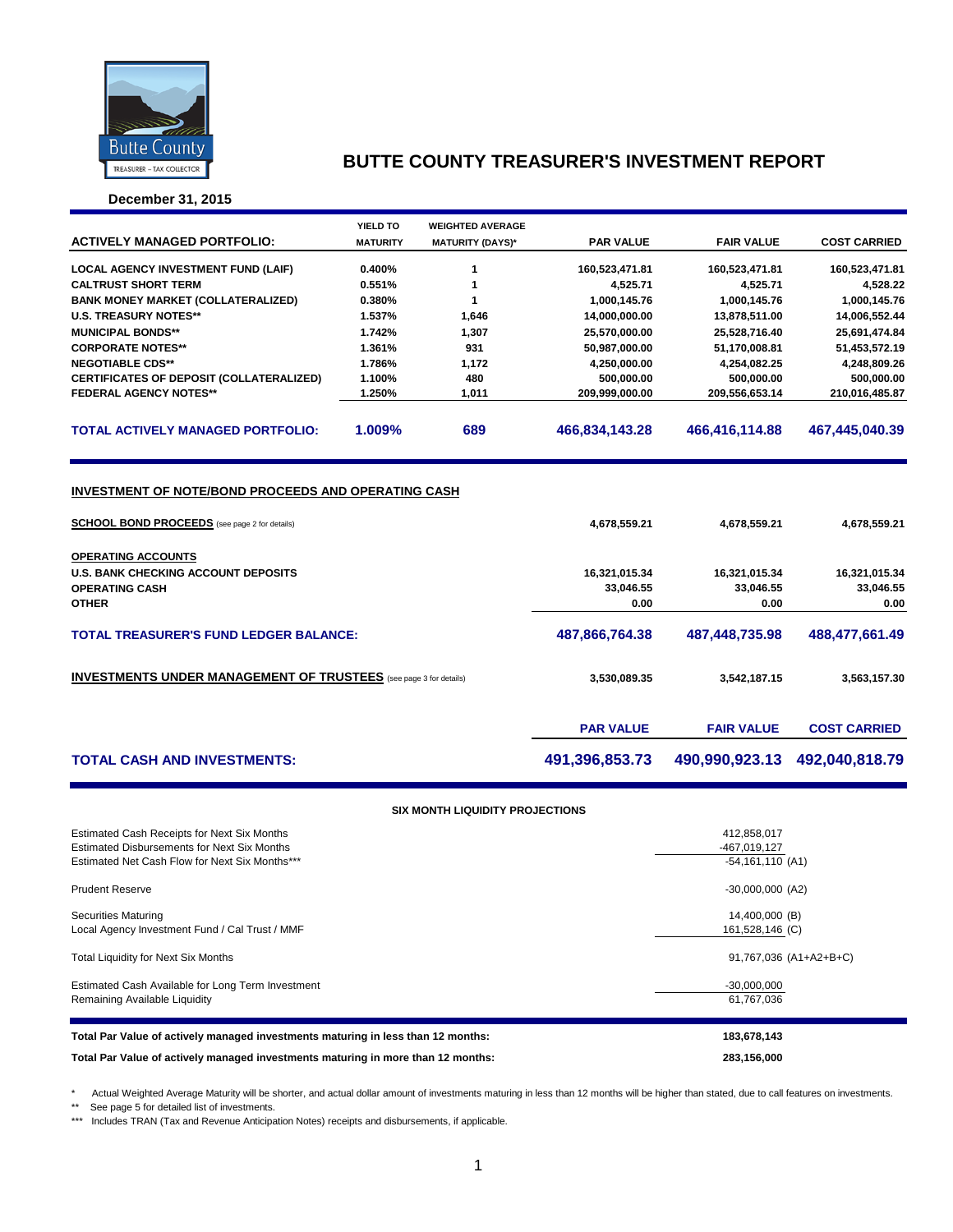# BUTTE COUNTY TREASURER'S INVESTMENT REPORT

**December 31, 2015**

| ACTIVELY MANAGED PORTFOLIO: | YIELD TO MATURITY | WEIGHTED AVERAGE MATURITY (DAYS)* | PAR VALUE | FAIR VALUE | COST CARRIED |
|---|---|---|---|---|---|
| LOCAL AGENCY INVESTMENT FUND (LAIF) | 0.400% | 1 | 160,523,471.81 | 160,523,471.81 | 160,523,471.81 |
| CALTRUST SHORT TERM | 0.551% | 1 | 4,525.71 | 4,525.71 | 4,528.22 |
| BANK MONEY MARKET (COLLATERALIZED) | 0.380% | 1 | 1,000,145.76 | 1,000,145.76 | 1,000,145.76 |
| U.S. TREASURY NOTES** | 1.537% | 1,646 | 14,000,000.00 | 13,878,511.00 | 14,006,552.44 |
| MUNICIPAL BONDS** | 1.742% | 1,307 | 25,570,000.00 | 25,528,716.40 | 25,691,474.84 |
| CORPORATE NOTES** | 1.361% | 931 | 50,987,000.00 | 51,170,008.81 | 51,453,572.19 |
| NEGOTIABLE CDS** | 1.786% | 1,172 | 4,250,000.00 | 4,254,082.25 | 4,248,809.26 |
| CERTIFICATES OF DEPOSIT (COLLATERALIZED) | 1.100% | 480 | 500,000.00 | 500,000.00 | 500,000.00 |
| FEDERAL AGENCY NOTES** | 1.250% | 1,011 | 209,999,000.00 | 209,556,653.14 | 210,016,485.87 |
| **TOTAL ACTIVELY MANAGED PORTFOLIO:** | **1.009%** | **689** | **466,834,143.28** | **466,416,114.88** | **467,445,040.39** |

**INVESTMENT OF NOTE/BOND PROCEEDS AND OPERATING CASH**

| | PAR VALUE | FAIR VALUE | COST CARRIED |
|---|---|---|---|
| **SCHOOL BOND PROCEEDS** (see page 2 for details) | 4,678,559.21 | 4,678,559.21 | 4,678,559.21 |
| **OPERATING ACCOUNTS** | | | |
| U.S. BANK CHECKING ACCOUNT DEPOSITS | 16,321,015.34 | 16,321,015.34 | 16,321,015.34 |
| OPERATING CASH | 33,046.55 | 33,046.55 | 33,046.55 |
| OTHER | 0.00 | 0.00 | 0.00 |
| **TOTAL TREASURER'S FUND LEDGER BALANCE:** | **487,866,764.38** | **487,448,735.98** | **488,477,661.49** |
| **INVESTMENTS UNDER MANAGEMENT OF TRUSTEES** (see page 3 for details) | 3,530,089.35 | 3,542,187.15 | 3,563,157.30 |
| **TOTAL CASH AND INVESTMENTS:** | **491,396,853.73** | **490,990,923.13** | **492,040,818.79** |

**SIX MONTH LIQUIDITY PROJECTIONS**

| | |
|---|---|
| Estimated Cash Receipts for Next Six Months | 412,858,017 |
| Estimated Disbursements for Next Six Months | -467,019,127 |
| Estimated Net Cash Flow for Next Six Months*** | -54,161,110 (A1) |
| Prudent Reserve | -30,000,000 (A2) |
| Securities Maturing | 14,400,000 (B) |
| Local Agency Investment Fund / Cal Trust / MMF | 161,528,146 (C) |
| Total Liquidity for Next Six Months | 91,767,036 (A1+A2+B+C) |
| Estimated Cash Available for Long Term Investment | -30,000,000 |
| Remaining Available Liquidity | 61,767,036 |

| | |
|---|---|
| **Total Par Value of actively managed investments maturing in less than 12 months:** | **183,678,143** |
| **Total Par Value of actively managed investments maturing in more than 12 months:** | **283,156,000** |

\* Actual Weighted Average Maturity will be shorter, and actual dollar amount of investments maturing in less than 12 months will be higher than stated, due to call features on investments.

** See page 5 for detailed list of investments.

*** Includes TRAN (Tax and Revenue Anticipation Notes) receipts and disbursements, if applicable.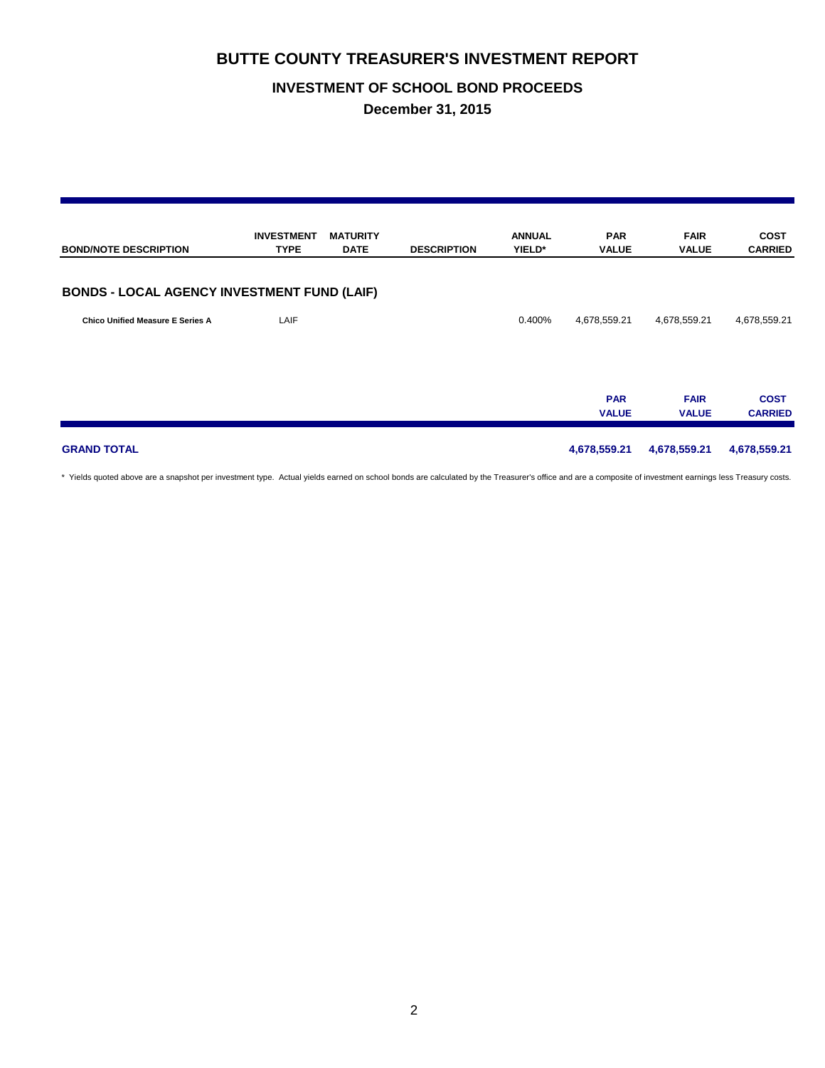# BUTTE COUNTY TREASURER'S INVESTMENT REPORT

## INVESTMENT OF SCHOOL BOND PROCEEDS

## December 31, 2015

| BOND/NOTE DESCRIPTION | INVESTMENT TYPE | MATURITY DATE | DESCRIPTION | ANNUAL YIELD* | PAR VALUE | FAIR VALUE | COST CARRIED |
|---|---|---|---|---|---|---|---|
| **BONDS - LOCAL AGENCY INVESTMENT FUND (LAIF)** | | | | | | | |
| **Chico Unified Measure E Series A** | LAIF | | | 0.400% | 4,678,559.21 | 4,678,559.21 | 4,678,559.21 |
| | | | | | **PAR VALUE** | **FAIR VALUE** | **COST CARRIED** |
| **GRAND TOTAL** | | | | | **4,678,559.21** | **4,678,559.21** | **4,678,559.21** |

* Yields quoted above are a snapshot per investment type. Actual yields earned on school bonds are calculated by the Treasurer's office and are a composite of investment earnings less Treasury costs.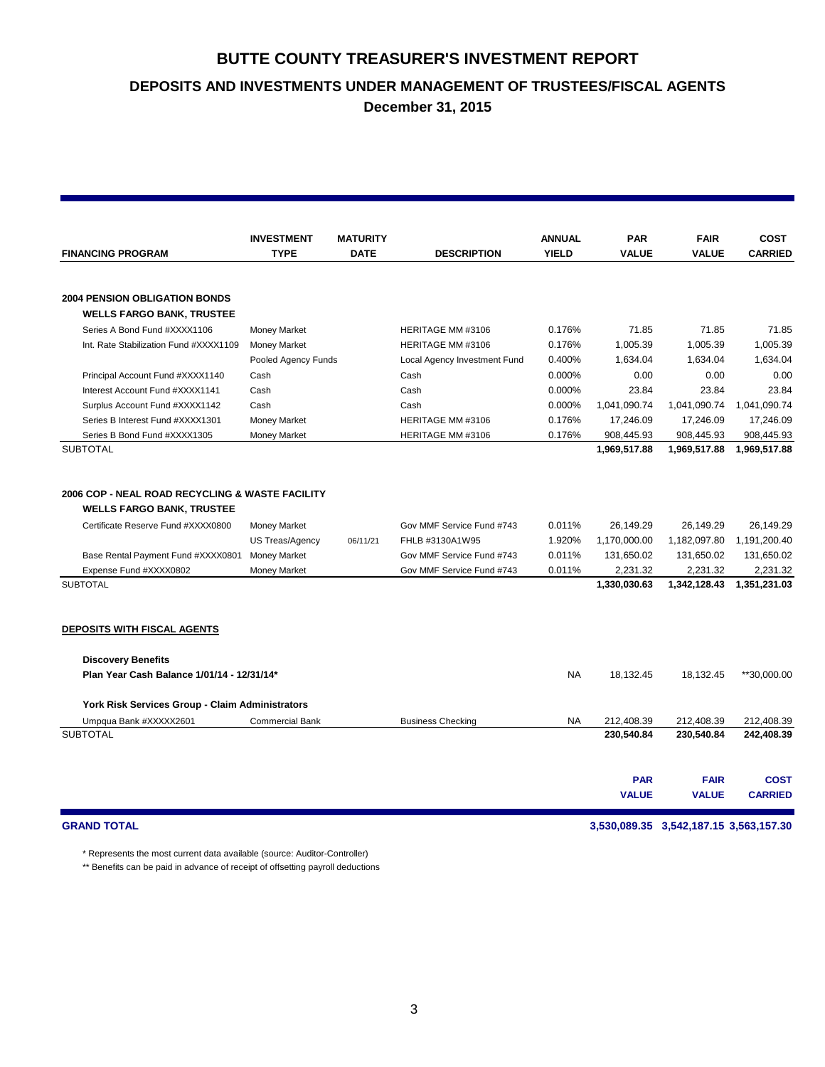# BUTTE COUNTY TREASURER'S INVESTMENT REPORT

## DEPOSITS AND INVESTMENTS UNDER MANAGEMENT OF TRUSTEES/FISCAL AGENTS

### December 31, 2015

| FINANCING PROGRAM | INVESTMENT TYPE | MATURITY DATE | DESCRIPTION | ANNUAL YIELD | PAR VALUE | FAIR VALUE | COST CARRIED |
|---|---|---|---|---|---|---|---|
| **2004 PENSION OBLIGATION BONDS** | | | | | | | |
| **WELLS FARGO BANK, TRUSTEE** | | | | | | | |
| Series A Bond Fund #XXXX1106 | Money Market | | HERITAGE MM #3106 | 0.176% | 71.85 | 71.85 | 71.85 |
| Int. Rate Stabilization Fund #XXXX1109 | Money Market | | HERITAGE MM #3106 | 0.176% | 1,005.39 | 1,005.39 | 1,005.39 |
| | Pooled Agency Funds | | Local Agency Investment Fund | 0.400% | 1,634.04 | 1,634.04 | 1,634.04 |
| Principal Account Fund #XXXX1140 | Cash | | Cash | 0.000% | 0.00 | 0.00 | 0.00 |
| Interest Account Fund #XXXX1141 | Cash | | Cash | 0.000% | 23.84 | 23.84 | 23.84 |
| Surplus Account Fund #XXXX1142 | Cash | | Cash | 0.000% | 1,041,090.74 | 1,041,090.74 | 1,041,090.74 |
| Series B Interest Fund #XXXX1301 | Money Market | | HERITAGE MM #3106 | 0.176% | 17,246.09 | 17,246.09 | 17,246.09 |
| Series B Bond Fund #XXXX1305 | Money Market | | HERITAGE MM #3106 | 0.176% | 908,445.93 | 908,445.93 | 908,445.93 |
| SUBTOTAL | | | | | **1,969,517.88** | **1,969,517.88** | **1,969,517.88** |
| **2006 COP - NEAL ROAD RECYCLING & WASTE FACILITY** | | | | | | | |
| **WELLS FARGO BANK, TRUSTEE** | | | | | | | |
| Certificate Reserve Fund #XXXX0800 | Money Market | | Gov MMF Service Fund #743 | 0.011% | 26,149.29 | 26,149.29 | 26,149.29 |
| | US Treas/Agency | 06/11/21 | FHLB #3130A1W95 | 1.920% | 1,170,000.00 | 1,182,097.80 | 1,191,200.40 |
| Base Rental Payment Fund #XXXX0801 | Money Market | | Gov MMF Service Fund #743 | 0.011% | 131,650.02 | 131,650.02 | 131,650.02 |
| Expense Fund #XXXX0802 | Money Market | | Gov MMF Service Fund #743 | 0.011% | 2,231.32 | 2,231.32 | 2,231.32 |
| SUBTOTAL | | | | | **1,330,030.63** | **1,342,128.43** | **1,351,231.03** |
| **DEPOSITS WITH FISCAL AGENTS** | | | | | | | |
| **Discovery Benefits** | | | | | | | |
| **Plan Year Cash Balance 1/01/14 - 12/31/14*** | | | | NA | 18,132.45 | 18,132.45 | **30,000.00 |
| **York Risk Services Group - Claim Administrators** | | | | | | | |
| Umpqua Bank #XXXXX2601 | Commercial Bank | | Business Checking | NA | 212,408.39 | 212,408.39 | 212,408.39 |
| SUBTOTAL | | | | | **230,540.84** | **230,540.84** | **242,408.39** |

| | PAR VALUE | FAIR VALUE | COST CARRIED |
|---|---|---|---|
| **GRAND TOTAL** | **3,530,089.35** | **3,542,187.15** | **3,563,157.30** |

* Represents the most current data available (source: Auditor-Controller)

** Benefits can be paid in advance of receipt of offsetting payroll deductions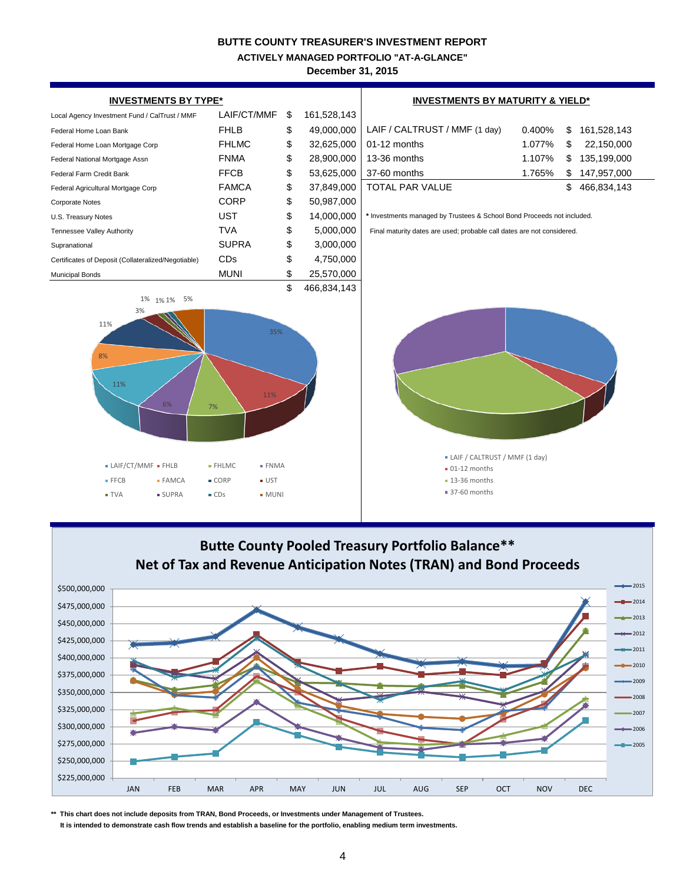# BUTTE COUNTY TREASURER'S INVESTMENT REPORT

## ACTIVELY MANAGED PORTFOLIO "AT-A-GLANCE"

## December 31, 2015

### INVESTMENTS BY TYPE*

| | | | |
|---|---|---|---|
| Local Agency Investment Fund / CalTrust / MMF | LAIF/CT/MMF | $ | 161,528,143 |
| Federal Home Loan Bank | FHLB | $ | 49,000,000 |
| Federal Home Loan Mortgage Corp | FHLMC | $ | 32,625,000 |
| Federal National Mortgage Assn | FNMA | $ | 28,900,000 |
| Federal Farm Credit Bank | FFCB | $ | 53,625,000 |
| Federal Agricultural Mortgage Corp | FAMCA | $ | 37,849,000 |
| Corporate Notes | CORP | $ | 50,987,000 |
| U.S. Treasury Notes | UST | $ | 14,000,000 |
| Tennessee Valley Authority | TVA | $ | 5,000,000 |
| Supranational | SUPRA | $ | 3,000,000 |
| Certificates of Deposit (Collateralized/Negotiable) | CDs | $ | 4,750,000 |
| Municipal Bonds | MUNI | $ | 25,570,000 |
| | | $ | 466,834,143 |

### INVESTMENTS BY MATURITY & YIELD*

| | | | |
|---|---|---|---|
| LAIF / CALTRUST / MMF (1 day) | 0.400% | $ | 161,528,143 |
| 01-12 months | 1.077% | $ | 22,150,000 |
| 13-36 months | 1.107% | $ | 135,199,000 |
| 37-60 months | 1.765% | $ | 147,957,000 |
| TOTAL PAR VALUE | | $ | 466,834,143 |

\* Investments managed by Trustees & School Bond Proceeds not included.

Final maturity dates are used; probable call dates are not considered.

## Butte County Pooled Treasury Portfolio Balance**
## Net of Tax and Revenue Anticipation Notes (TRAN) and Bond Proceeds

\*\* This chart does not include deposits from TRAN, Bond Proceeds, or Investments under Management of Trustees.
It is intended to demonstrate cash flow trends and establish a baseline for the portfolio, enabling medium term investments.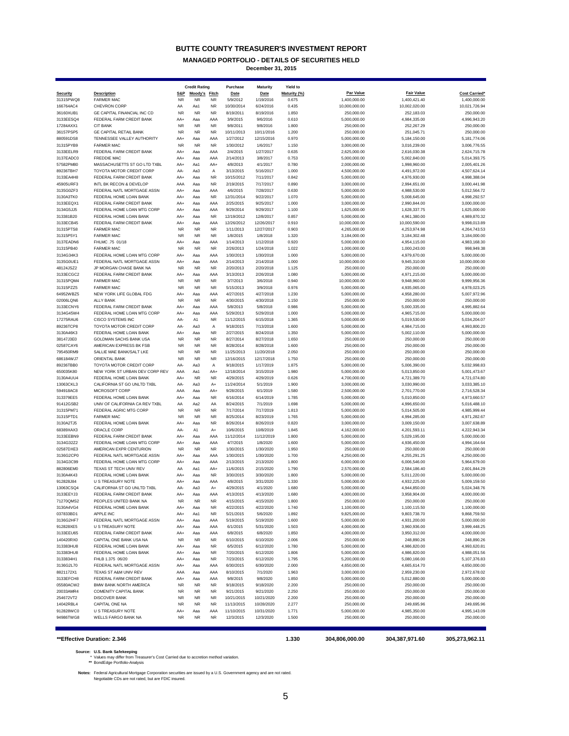# BUTTE COUNTY TREASURER'S INVESTMENT REPORT

## MANAGED PORTFOLIO - DETAILS OF SECURITIES HELD

**December 31, 2015**

| Security | Description | Credit Rating S&P | Moody's | Fitch | Purchase Date | Maturity Date | Yield to Maturity (%) | Par Value | Fair Value | Cost Carried* |
|---|---|---|---|---|---|---|---|---|---|---|
| 31315PWQ8 | FARMER MAC | NR | NR | NR | 5/9/2012 | 1/19/2016 | 0.675 | 1,400,000.00 | 1,400,421.40 | 1,400,000.00 |
| 166764AC4 | CHEVRON CORP | AA | Aa1 | NR | 10/30/2014 | 6/24/2016 | 0.435 | 10,000,000.00 | 10,002,020.00 | 10,021,726.94 |
| 36160XUB1 | GE CAPITAL FINANCIAL INC CD | NR | NR | NR | 8/19/2011 | 8/19/2016 | 1.850 | 250,000.00 | 252,183.03 | 250,000.00 |
| 3133EESQ4 | FEDERAL FARM CREDIT BANK | AA+ | Aaa | AAA | 3/9/2015 | 9/6/2016 | 0.610 | 5,000,000.00 | 4,984,335.00 | 4,996,943.20 |
| 17284AXX1 | CIT BANK | NR | NR | NR | 9/8/2011 | 9/8/2016 | 1.800 | 250,000.00 | 252,267.29 | 250,000.00 |
| 36157PSP5 | GE CAPITAL RETAIL BANK | NR | NR | NR | 10/11/2013 | 10/11/2016 | 1.200 | 250,000.00 | 251,045.71 | 250,000.00 |
| 880591DS8 | TENNESSEE VALLEY AUTHORITY | AA+ | Aaa | AAA | 1/27/2012 | 12/15/2016 | 0.970 | 5,000,000.00 | 5,184,150.00 | 5,181,774.06 |
| 31315PYB9 | FARMER MAC | NR | NR | NR | 1/30/2012 | 1/6/2017 | 1.150 | 3,000,000.00 | 3,016,239.00 | 3,006,776.55 |
| 3133EELR9 | FEDERAL FARM CREDIT BANK | AA+ | Aaa | AAA | 2/4/2015 | 1/27/2017 | 0.635 | 2,625,000.00 | 2,616,030.38 | 2,624,715.78 |
| 3137EADC0 | FREDDIE MAC | AA+ | Aaa | AAA | 2/14/2013 | 3/8/2017 | 0.753 | 5,000,000.00 | 5,002,840.00 | 5,014,393.75 |
| 57582PM80 | MASSACHUSETTS ST GO LTD TXBL | AA+ | Aa1 | AA+ | 4/8/2013 | 4/1/2017 | 0.780 | 2,000,000.00 | 1,998,960.00 | 2,005,401.26 |
| 89236TBH7 | TOYOTA MOTOR CREDIT CORP | AA- | Aa3 | A | 3/13/2015 | 5/16/2017 | 1.000 | 4,500,000.00 | 4,491,972.00 | 4,507,624.14 |
| 3133EA4H8 | FEDERAL FARM CREDIT BANK | AA+ | Aaa | NR | 10/15/2012 | 7/11/2017 | 0.842 | 5,000,000.00 | 4,976,930.00 | 4,998,388.04 |
| 45905URF3 | INTL BK RECON & DEVELOP | AAA | Aaa | NR | 2/19/2015 | 7/17/2017 | 0.890 | 3,000,000.00 | 2,994,651.00 | 3,000,441.98 |
| 3135G0ZF3 | FEDERAL NATL MORTGAGE ASSN | AA+ | Aaa | AAA | 4/6/2015 | 7/28/2017 | 0.630 | 5,000,000.00 | 4,988,530.00 | 5,012,564.72 |
| 3130A3TK0 | FEDERAL HOME LOAN BANK | AA+ | Aaa | NR | 12/31/2014 | 9/22/2017 | 1.070 | 5,000,000.00 | 5,008,645.00 | 4,998,292.57 |
| 3133EEQX1 | FEDERAL FARM CREDIT BANK | AA+ | Aaa | AAA | 2/25/2015 | 9/25/2017 | 1.000 | 3,000,000.00 | 2,990,844.00 | 3,000,000.00 |
| 3134G5JJ5 | FEDERAL HOME LOAN MTG CORP | AA+ | Aaa | AAA | 9/29/2014 | 9/29/2017 | 1.100 | 1,625,000.00 | 1,628,337.75 | 1,625,000.00 |
| 313381B20 | FEDERAL HOME LOAN BANK | AA+ | Aaa | NR | 12/19/2012 | 12/8/2017 | 0.857 | 5,000,000.00 | 4,961,380.00 | 4,989,870.32 |
| 3133ECB45 | FEDERAL FARM CREDIT BANK | AA+ | Aaa | AAA | 12/26/2012 | 12/26/2017 | 0.910 | 10,000,000.00 | 10,000,590.00 | 9,998,013.89 |
| 31315PTS8 | FARMER MAC | NR | NR | NR | 1/11/2013 | 12/27/2017 | 0.903 | 4,265,000.00 | 4,253,974.98 | 4,264,743.53 |
| 31315P5Y1 | FARMER MAC | NR | NR | NR | 1/8/2015 | 1/8/2018 | 1.320 | 3,184,000.00 | 3,184,302.48 | 3,184,000.00 |
| 3137EADN6 | FHLMC .75 01/18 | AA+ | Aaa | AAA | 1/14/2013 | 1/12/2018 | 0.920 | 5,000,000.00 | 4,954,115.00 | 4,983,168.30 |
| 31315PB40 | FARMER MAC | NR | NR | NR | 2/26/2013 | 1/24/2018 | 1.022 | 1,000,000.00 | 1,000,243.00 | 998,949.38 |
| 3134G34K3 | FEDERAL HOME LOAN MTG CORP | AA+ | Aaa | AAA | 1/30/2013 | 1/30/2018 | 1.000 | 5,000,000.00 | 4,979,670.00 | 5,000,000.00 |
| 3135G0UE1 | FEDERAL NATL MORTGAGE ASSN | AA+ | Aaa | AAA | 2/14/2013 | 2/14/2018 | 1.000 | 10,000,000.00 | 9,945,310.00 | 10,000,000.00 |
| 48124JSZ2 | JP MORGAN CHASE BANK NA | NR | NR | NR | 2/20/2013 | 2/20/2018 | 1.125 | 250,000.00 | 250,000.00 | 250,000.00 |
| 3133ECGC2 | FEDERAL FARM CREDIT BANK | AA+ | Aaa | AAA | 3/13/2013 | 2/26/2018 | 1.080 | 5,000,000.00 | 4,971,215.00 | 5,000,000.00 |
| 31315PQM4 | FARMER MAC | NR | NR | NR | 3/7/2013 | 3/6/2018 | 0.940 | 10,000,000.00 | 9,948,960.00 | 9,999,956.36 |
| 31315PZZ5 | FARMER MAC | NR | NR | NR | 5/15/2013 | 3/9/2018 | 0.976 | 5,000,000.00 | 4,935,065.00 | 4,978,023.25 |
| 64952WBZ5 | NEW YORK LIFE GLOBAL FDG | AA+ | Aaa | AAA | 4/27/2015 | 4/27/2018 | 1.230 | 5,000,000.00 | 4,958,280.00 | 5,007,972.96 |
| 02006LQN6 | ALLY BANK | NR | NR | NR | 4/30/2015 | 4/30/2018 | 1.150 | 250,000.00 | 250,000.00 | 250,000.00 |
| 3133ECNY6 | FEDERAL FARM CREDIT BANK | AA+ | Aaa | AAA | 5/8/2013 | 5/8/2018 | 0.986 | 5,000,000.00 | 5,000,335.00 | 4,995,882.64 |
| 3134G45W4 | FEDERAL HOME LOAN MTG CORP | AA+ | Aaa | AAA | 5/29/2013 | 5/29/2018 | 1.000 | 5,000,000.00 | 4,965,715.00 | 5,000,000.00 |
| 17275RAU6 | CISCO SYSTEMS INC | AA- | A1 | NR | 11/12/2015 | 6/15/2018 | 1.365 | 5,000,000.00 | 5,019,530.00 | 5,034,204.07 |
| 89236TCP8 | TOYOTA MOTOR CREDIT CORP | AA- | Aa3 | A | 9/18/2015 | 7/13/2018 | 1.600 | 5,000,000.00 | 4,984,715.00 | 4,993,800.20 |
| 3130A46K3 | FEDERAL HOME LOAN BANK | AA+ | Aaa | NR | 2/27/2015 | 8/24/2018 | 1.350 | 5,000,000.00 | 5,002,110.00 | 5,000,000.00 |
| 38147J3E0 | GOLDMAN SACHS BANK USA | NR | NR | NR | 8/27/2014 | 8/27/2018 | 1.650 | 250,000.00 | 250,000.00 | 250,000.00 |
| 02587CAY6 | AMERICAN EXPRESS BK FSB | NR | NR | NR | 8/28/2014 | 8/28/2018 | 1.600 | 250,000.00 | 250,000.00 | 250,000.00 |
| 795450RM9 | SALLIE MAE BANK/SALT LKE | NR | NR | NR | 11/25/2013 | 11/20/2018 | 2.050 | 250,000.00 | 250,000.00 | 250,000.00 |
| 686184WJ7 | ORIENTAL BANK | NR | NR | NR | 12/16/2015 | 12/17/2018 | 1.750 | 250,000.00 | 250,000.00 | 250,000.00 |
| 89236TBB0 | TOYOTA MOTOR CREDIT CORP | AA- | Aa3 | A | 9/18/2015 | 1/17/2019 | 1.875 | 5,000,000.00 | 5,006,390.00 | 5,032,998.83 |
| 650035K80 | NEW YORK ST URBAN DEV CORP REV | AAA | Aa1 | AA+ | 12/18/2014 | 3/15/2019 | 1.980 | 5,000,000.00 | 5,013,850.00 | 5,001,473.67 |
| 3130A4UU4 | FEDERAL HOME LOAN BANK | AA+ | NR | NR | 4/29/2015 | 4/29/2019 | 0.626 | 4,700,000.00 | 4,721,389.70 | 4,721,074.80 |
| 13063CKL3 | CALIFORNIA ST GO UNLTD TXBL | AA- | Aa3 | A+ | 11/24/2014 | 5/1/2019 | 1.900 | 3,000,000.00 | 3,030,990.00 | 3,033,385.10 |
| 594918AC8 | MICROSOFT CORP | AAA | Aaa | AA+ | 9/28/2015 | 6/1/2019 | 1.580 | 2,500,000.00 | 2,701,770.00 | 2,716,528.34 |
| 313379EE5 | FEDERAL HOME LOAN BANK | AA+ | Aaa | NR | 6/16/2014 | 6/14/2019 | 1.785 | 5,000,000.00 | 5,010,850.00 | 4,973,660.57 |
| 91412GSB2 | UNIV OF CALIFORNIA CA REV TXBL | AA | Aa2 | AA | 8/24/2015 | 7/1/2019 | 1.698 | 5,000,000.00 | 4,996,650.00 | 5,016,488.10 |
| 31315PM71 | FEDERAL AGRIC MTG CORP | NR | NR | NR | 7/17/2014 | 7/17/2019 | 1.813 | 5,000,000.00 | 5,014,505.00 | 4,985,999.44 |
| 31315PTD1 | FARMER MAC | NR | NR | NR | 8/25/2014 | 8/23/2019 | 1.765 | 5,000,000.00 | 4,994,285.00 | 4,971,282.67 |
| 3130A2TJ5 | FEDERAL HOME LOAN BANK | AA+ | Aaa | NR | 8/26/2014 | 8/26/2019 | 0.820 | 3,000,000.00 | 3,009,150.00 | 3,007,638.89 |
| 68389XAX3 | ORACLE CORP | AA- | A1 | A+ | 10/6/2015 | 10/8/2019 | 1.845 | 4,162,000.00 | 4,201,593.11 | 4,222,943.34 |
| 3133EEBN9 | FEDERAL FARM CREDIT BANK | AA+ | Aaa | AAA | 11/12/2014 | 11/12/2019 | 1.800 | 5,000,000.00 | 5,029,195.00 | 5,000,000.00 |
| 3134G3Z22 | FEDERAL HOME LOAN MTG CORP | AA+ | Aaa | AAA | 4/7/2015 | 1/8/2020 | 1.600 | 5,000,000.00 | 4,936,450.00 | 4,994,164.64 |
| 02587DXE3 | AMERICAN EXPR CENTURION | NR | NR | NR | 1/30/2015 | 1/30/2020 | 1.950 | 250,000.00 | 250,000.00 | 250,000.00 |
| 3136G2CP0 | FEDERAL NATL MORTGAGE ASSN | AA+ | Aaa | AAA | 1/30/2015 | 1/30/2020 | 1.700 | 4,250,000.00 | 4,255,291.25 | 4,250,000.00 |
| 3134G3C99 | FEDERAL HOME LOAN MTG CORP | AA+ | Aaa | AAA | 2/13/2015 | 2/13/2020 | 1.800 | 6,000,000.00 | 6,006,546.00 | 5,964,679.00 |
| 882806EM0 | TEXAS ST TECH UNIV REV | AA | Aa1 | AA+ | 11/6/2015 | 2/15/2020 | 1.790 | 2,570,000.00 | 2,584,186.40 | 2,601,844.29 |
| 3130A4K43 | FEDERAL HOME LOAN BANK | AA+ | Aaa | NR | 3/30/2015 | 3/30/2020 | 1.800 | 5,000,000.00 | 5,011,220.00 | 5,000,000.00 |
| 912828J84 | U S TREASURY NOTE | AA+ | Aaa | AAA | 4/8/2015 | 3/31/2020 | 1.330 | 5,000,000.00 | 4,932,225.00 | 5,009,159.50 |
| 13063CSQ4 | CALIFORNIA ST GO UNLTD TXBL | AA- | Aa3 | A+ | 4/29/2015 | 4/1/2020 | 1.680 | 5,000,000.00 | 4,944,850.00 | 5,024,348.76 |
| 3133EEYJ3 | FEDERAL FARM CREDIT BANK | AA+ | Aaa | AAA | 4/13/2015 | 4/13/2020 | 1.680 | 4,000,000.00 | 3,958,904.00 | 4,000,000.00 |
| 71270QMS2 | PEOPLES UNITED BANK NA | NR | NR | NR | 4/15/2015 | 4/15/2020 | 1.800 | 250,000.00 | 250,000.00 | 250,000.00 |
| 3130A4VG4 | FEDERAL HOME LOAN BANK | AA+ | Aaa | NR | 4/22/2015 | 4/22/2020 | 1.740 | 1,100,000.00 | 1,100,115.50 | 1,100,000.00 |
| 037833BD1 | APPLE INC | AA+ | Aa1 | NR | 5/21/2015 | 5/6/2020 | 1.892 | 9,825,000.00 | 9,803,738.70 | 9,868,759.50 |
| 3136G2HF7 | FEDERAL NATL MORTGAGE ASSN | AA+ | Aaa | AAA | 5/19/2015 | 5/19/2020 | 1.600 | 5,000,000.00 | 4,931,200.00 | 5,000,000.00 |
| 912828XE5 | U S TREASURY NOTE | AA+ | Aaa | AAA | 6/1/2015 | 5/31/2020 | 1.503 | 4,000,000.00 | 3,960,936.00 | 3,999,448.25 |
| 3133EEU65 | FEDERAL FARM CREDIT BANK | AA+ | Aaa | AAA | 6/8/2015 | 6/8/2020 | 1.850 | 4,000,000.00 | 3,950,312.00 | 4,000,000.00 |
| 140420RX0 | CAPITAL ONE BANK USA NA | NR | NR | NR | 6/10/2015 | 6/10/2020 | 2.006 | 250,000.00 | 248,890.26 | 248,890.26 |
| 313383HU8 | FEDERAL HOME LOAN BANK | AA+ | Aaa | NR | 6/5/2015 | 6/12/2020 | 1.780 | 5,000,000.00 | 4,986,820.00 | 4,993,620.81 |
| 313383HU8 | FEDERAL HOME LOAN BANK | AA+ | Aaa | NR | 7/20/2015 | 6/12/2020 | 1.806 | 5,000,000.00 | 4,986,820.00 | 4,988,051.56 |
| 3133834H1 | FHLB 1.375 06/20 | AA+ | Aaa | NR | 7/23/2015 | 6/12/2020 | 1.795 | 5,200,000.00 | 5,080,166.00 | 5,107,376.83 |
| 3136G2L70 | FEDERAL NATL MORTGAGE ASSN | AA+ | Aaa | AAA | 6/30/2015 | 6/30/2020 | 2.000 | 4,650,000.00 | 4,665,614.70 | 4,650,000.00 |
| 8821172X1 | TEXAS ST A&M UNIV REV | AAA | Aaa | AAA | 8/10/2015 | 7/1/2020 | 1.963 | 3,000,000.00 | 2,959,230.00 | 2,972,678.02 |
| 3133EFCH8 | FEDERAL FARM CREDIT BANK | AA+ | Aaa | AAA | 9/8/2015 | 9/8/2020 | 1.850 | 5,000,000.00 | 5,012,880.00 | 5,000,000.00 |
| 05580ACW2 | BMW BANK NORTH AMERICA | NR | NR | NR | 9/18/2015 | 9/18/2020 | 2.200 | 250,000.00 | 250,000.00 | 250,000.00 |
| 20033AMR4 | COMENITY CAPITAL BANK | NR | NR | NR | 9/21/2015 | 9/21/2020 | 2.250 | 250,000.00 | 250,000.00 | 250,000.00 |
| 254672VT2 | DISCOVER BANK | NR | NR | NR | 10/21/2015 | 10/21/2020 | 2.200 | 250,000.00 | 250,000.00 | 250,000.00 |
| 14042RBL4 | CAPITAL ONE NA | NR | NR | NR | 11/13/2015 | 10/28/2020 | 2.277 | 250,000.00 | 249,695.96 | 249,695.96 |
| 912828WC0 | U S TREASURY NOTE | AA+ | Aaa | AAA | 11/10/2015 | 10/31/2020 | 1.771 | 5,000,000.00 | 4,985,350.00 | 4,995,143.09 |
| 94986TWG8 | WELLS FARGO BANK NA | NR | NR | NR | 12/3/2015 | 12/3/2020 | 1.500 | 250,000.00 | 250,000.00 | 250,000.00 |
| **\*\*Effective Duration: 2.346** | | | | | | | **1.330** | **304,806,000.00** | **304,387,971.60** | **305,273,962.11** |

**Source: U.S. Bank Safekeeping**
\* Values may differ from Treasurer's Cost Carried due to accretion method variation.
\*\* BondEdge Portfolio-Analysis

**Notes:** Federal Agricultural Mortgage Corporation securities are issued by a U.S. Government agency and are not rated.
Negotiable CDs are not rated, but are FDIC insured.